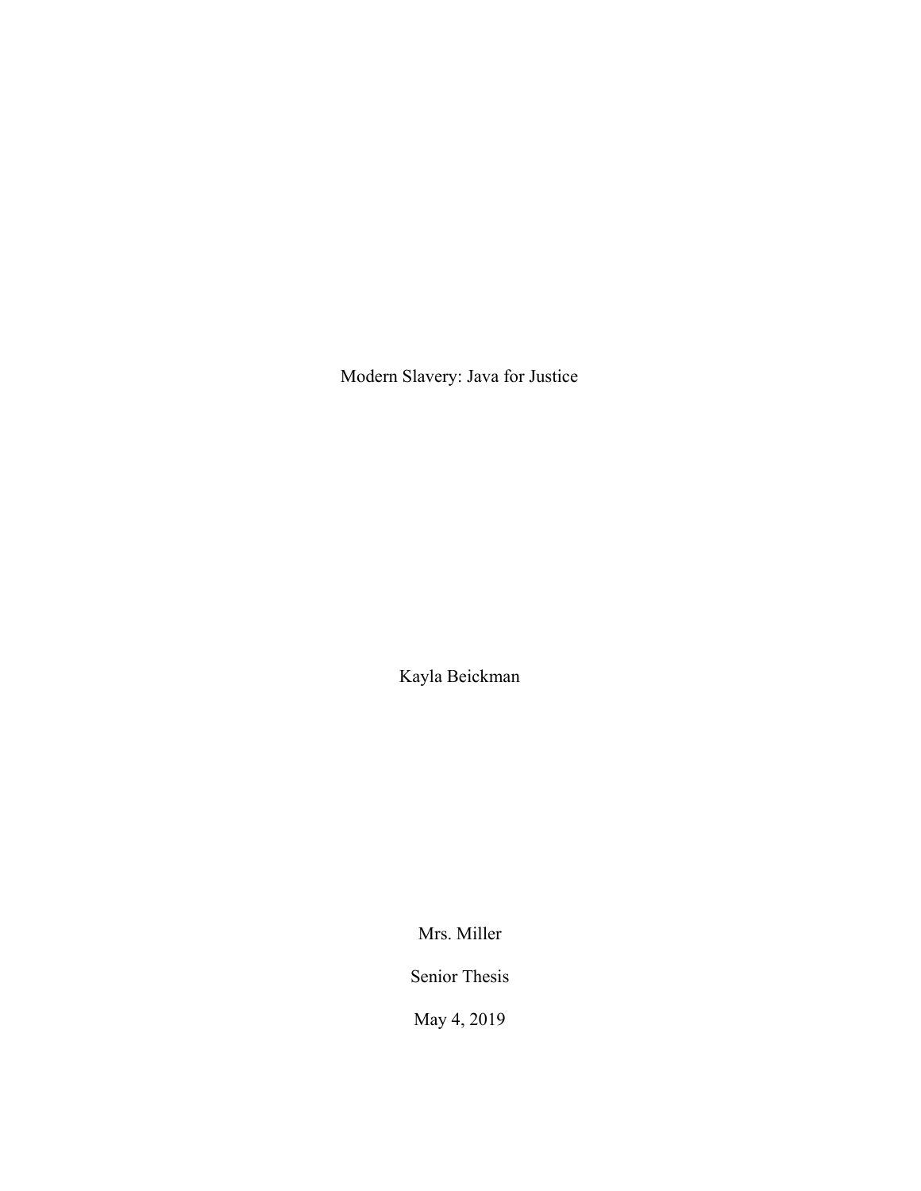# Modern Slavery: Java for Justice

Kayla Beickman

Mrs. Miller

Senior Thesis

May 4, 2019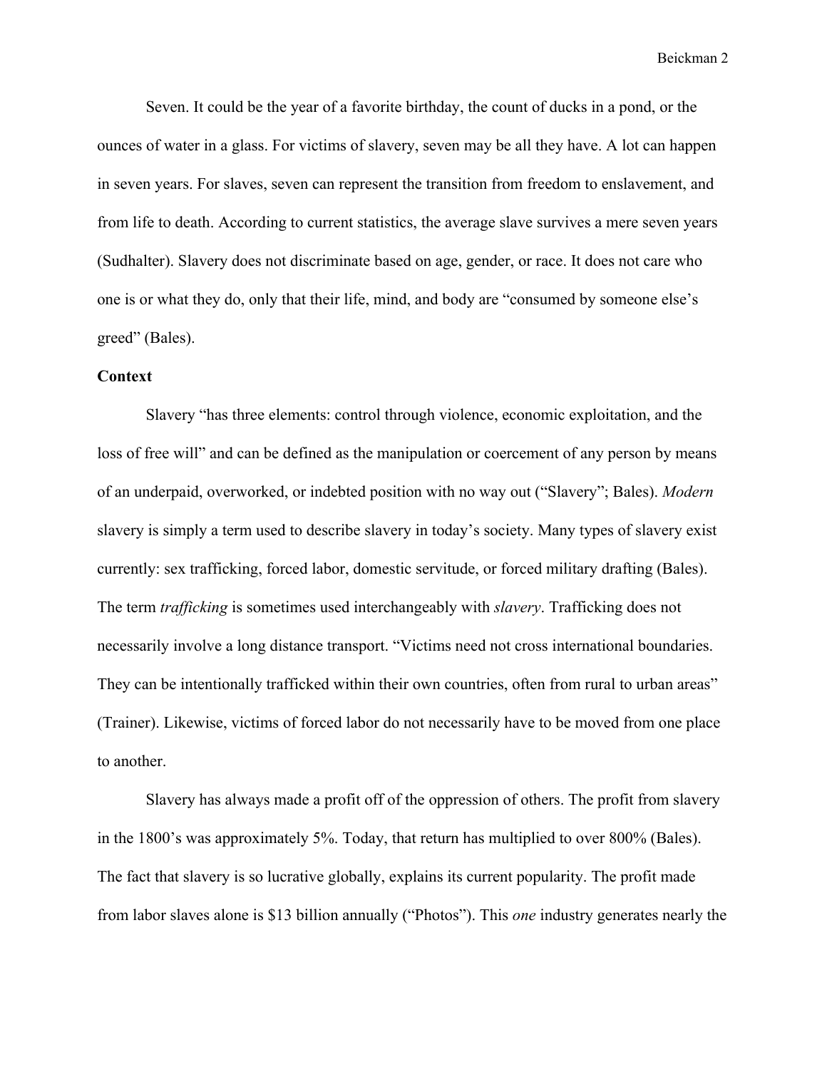Seven. It could be the year of a favorite birthday, the count of ducks in a pond, or the ounces of water in a glass. For victims of slavery, seven may be all they have. A lot can happen in seven years. For slaves, seven can represent the transition from freedom to enslavement, and from life to death. According to current statistics, the average slave survives a mere seven years (Sudhalter). Slavery does not discriminate based on age, gender, or race. It does not care who one is or what they do, only that their life, mind, and body are "consumed by someone else's greed" (Bales).

**Context**

Slavery "has three elements: control through violence, economic exploitation, and the loss of free will" and can be defined as the manipulation or coercement of any person by means of an underpaid, overworked, or indebted position with no way out ("Slavery"; Bales). *Modern* slavery is simply a term used to describe slavery in today's society. Many types of slavery exist currently: sex trafficking, forced labor, domestic servitude, or forced military drafting (Bales). The term *trafficking* is sometimes used interchangeably with *slavery*. Trafficking does not necessarily involve a long distance transport. "Victims need not cross international boundaries. They can be intentionally trafficked within their own countries, often from rural to urban areas" (Trainer). Likewise, victims of forced labor do not necessarily have to be moved from one place to another.

Slavery has always made a profit off of the oppression of others. The profit from slavery in the 1800's was approximately 5%. Today, that return has multiplied to over 800% (Bales). The fact that slavery is so lucrative globally, explains its current popularity. The profit made from labor slaves alone is $13 billion annually ("Photos"). This *one* industry generates nearly the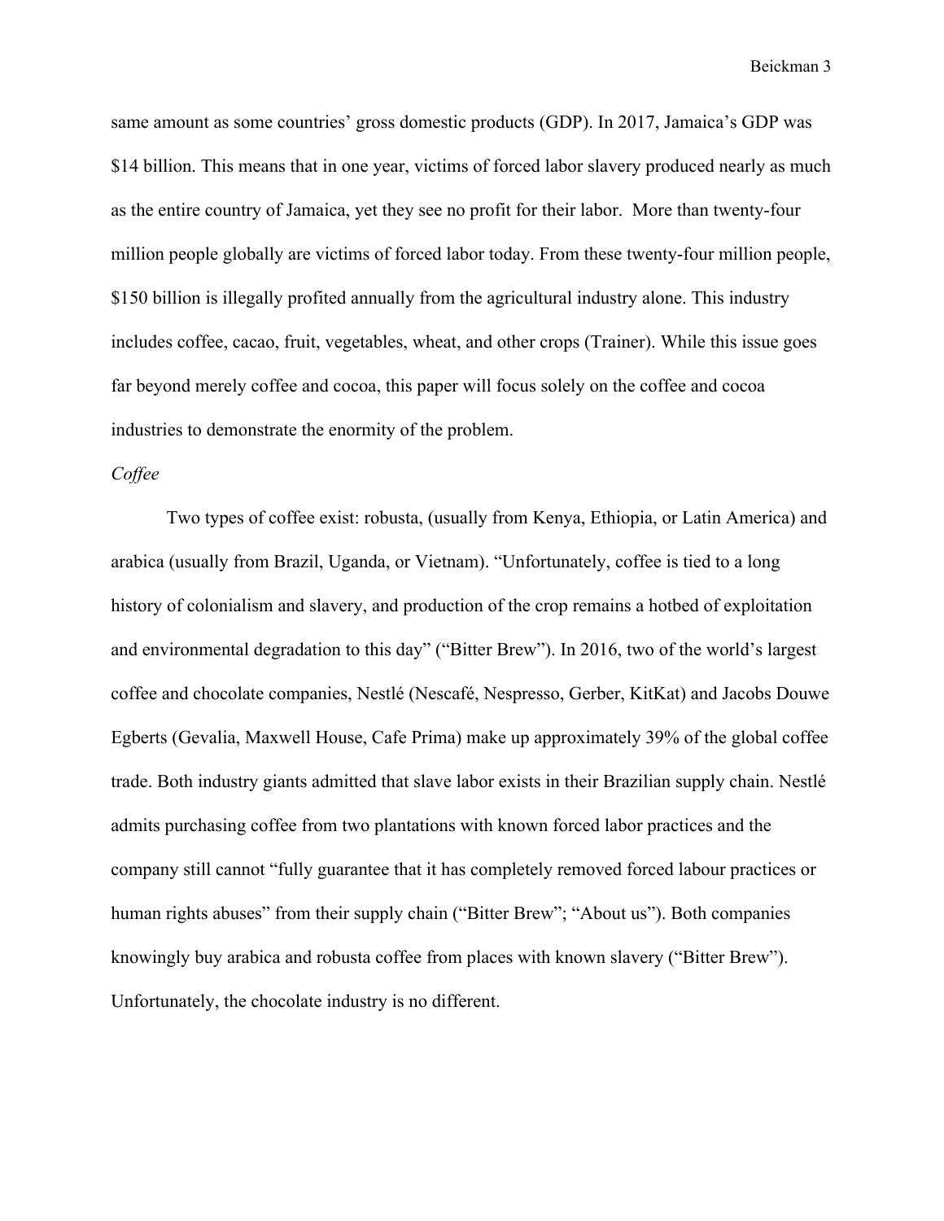same amount as some countries' gross domestic products (GDP). In 2017, Jamaica's GDP was $14 billion. This means that in one year, victims of forced labor slavery produced nearly as much as the entire country of Jamaica, yet they see no profit for their labor. More than twenty-four million people globally are victims of forced labor today. From these twenty-four million people, $150 billion is illegally profited annually from the agricultural industry alone. This industry includes coffee, cacao, fruit, vegetables, wheat, and other crops (Trainer). While this issue goes far beyond merely coffee and cocoa, this paper will focus solely on the coffee and cocoa industries to demonstrate the enormity of the problem.

*Coffee*

Two types of coffee exist: robusta, (usually from Kenya, Ethiopia, or Latin America) and arabica (usually from Brazil, Uganda, or Vietnam). "Unfortunately, coffee is tied to a long history of colonialism and slavery, and production of the crop remains a hotbed of exploitation and environmental degradation to this day" ("Bitter Brew"). In 2016, two of the world's largest coffee and chocolate companies, Nestlé (Nescafé, Nespresso, Gerber, KitKat) and Jacobs Douwe Egberts (Gevalia, Maxwell House, Cafe Prima) make up approximately 39% of the global coffee trade. Both industry giants admitted that slave labor exists in their Brazilian supply chain. Nestlé admits purchasing coffee from two plantations with known forced labor practices and the company still cannot "fully guarantee that it has completely removed forced labour practices or human rights abuses" from their supply chain ("Bitter Brew"; "About us"). Both companies knowingly buy arabica and robusta coffee from places with known slavery ("Bitter Brew"). Unfortunately, the chocolate industry is no different.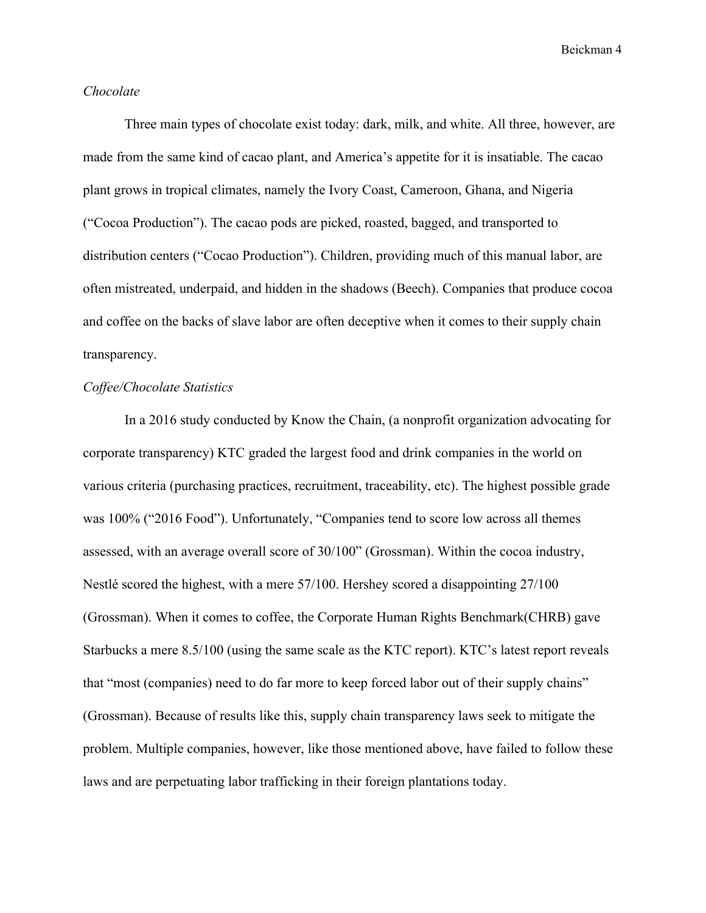*Chocolate*

Three main types of chocolate exist today: dark, milk, and white. All three, however, are made from the same kind of cacao plant, and America's appetite for it is insatiable. The cacao plant grows in tropical climates, namely the Ivory Coast, Cameroon, Ghana, and Nigeria ("Cocoa Production"). The cacao pods are picked, roasted, bagged, and transported to distribution centers ("Cocao Production"). Children, providing much of this manual labor, are often mistreated, underpaid, and hidden in the shadows (Beech). Companies that produce cocoa and coffee on the backs of slave labor are often deceptive when it comes to their supply chain transparency.

*Coffee/Chocolate Statistics*

In a 2016 study conducted by Know the Chain, (a nonprofit organization advocating for corporate transparency) KTC graded the largest food and drink companies in the world on various criteria (purchasing practices, recruitment, traceability, etc). The highest possible grade was 100% ("2016 Food"). Unfortunately, "Companies tend to score low across all themes assessed, with an average overall score of 30/100" (Grossman). Within the cocoa industry, Nestlé scored the highest, with a mere 57/100. Hershey scored a disappointing 27/100 (Grossman). When it comes to coffee, the Corporate Human Rights Benchmark(CHRB) gave Starbucks a mere 8.5/100 (using the same scale as the KTC report). KTC's latest report reveals that "most (companies) need to do far more to keep forced labor out of their supply chains" (Grossman). Because of results like this, supply chain transparency laws seek to mitigate the problem. Multiple companies, however, like those mentioned above, have failed to follow these laws and are perpetuating labor trafficking in their foreign plantations today.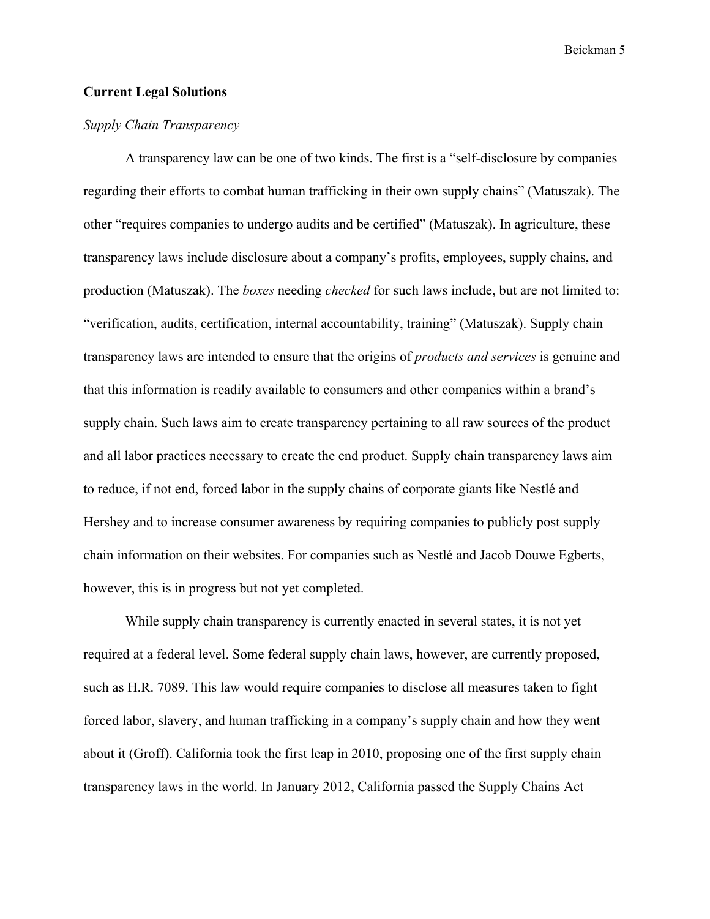**Current Legal Solutions**

*Supply Chain Transparency*

A transparency law can be one of two kinds. The first is a "self-disclosure by companies regarding their efforts to combat human trafficking in their own supply chains" (Matuszak). The other "requires companies to undergo audits and be certified" (Matuszak). In agriculture, these transparency laws include disclosure about a company's profits, employees, supply chains, and production (Matuszak). The *boxes* needing *checked* for such laws include, but are not limited to: "verification, audits, certification, internal accountability, training" (Matuszak). Supply chain transparency laws are intended to ensure that the origins of *products and services* is genuine and that this information is readily available to consumers and other companies within a brand's supply chain. Such laws aim to create transparency pertaining to all raw sources of the product and all labor practices necessary to create the end product. Supply chain transparency laws aim to reduce, if not end, forced labor in the supply chains of corporate giants like Nestlé and Hershey and to increase consumer awareness by requiring companies to publicly post supply chain information on their websites. For companies such as Nestlé and Jacob Douwe Egberts, however, this is in progress but not yet completed.

While supply chain transparency is currently enacted in several states, it is not yet required at a federal level. Some federal supply chain laws, however, are currently proposed, such as H.R. 7089. This law would require companies to disclose all measures taken to fight forced labor, slavery, and human trafficking in a company's supply chain and how they went about it (Groff). California took the first leap in 2010, proposing one of the first supply chain transparency laws in the world. In January 2012, California passed the Supply Chains Act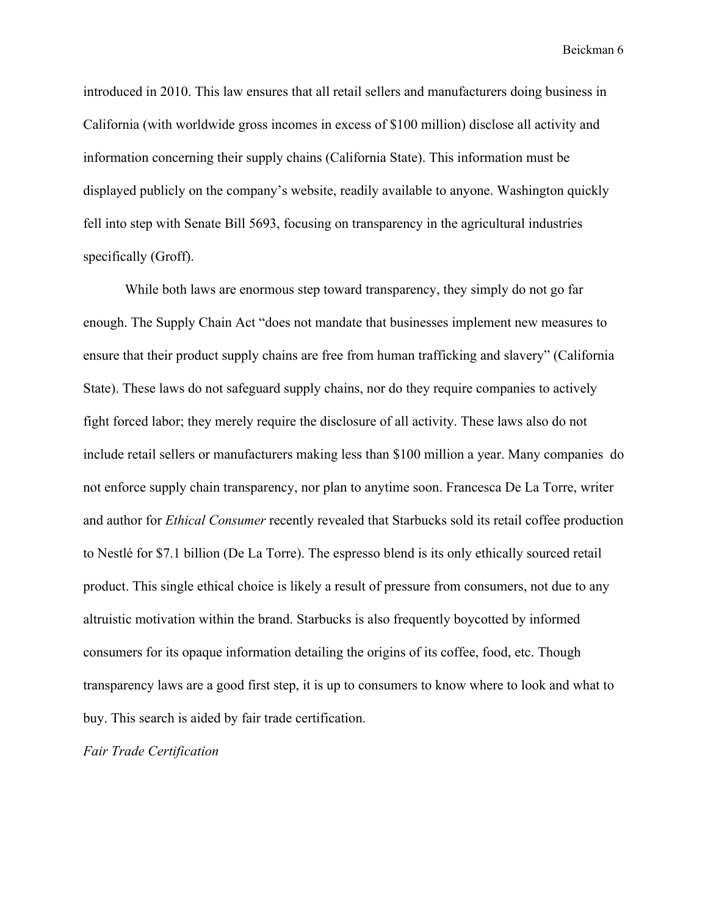introduced in 2010. This law ensures that all retail sellers and manufacturers doing business in California (with worldwide gross incomes in excess of $100 million) disclose all activity and information concerning their supply chains (California State). This information must be displayed publicly on the company's website, readily available to anyone. Washington quickly fell into step with Senate Bill 5693, focusing on transparency in the agricultural industries specifically (Groff).

While both laws are enormous step toward transparency, they simply do not go far enough. The Supply Chain Act "does not mandate that businesses implement new measures to ensure that their product supply chains are free from human trafficking and slavery" (California State). These laws do not safeguard supply chains, nor do they require companies to actively fight forced labor; they merely require the disclosure of all activity. These laws also do not include retail sellers or manufacturers making less than $100 million a year. Many companies do not enforce supply chain transparency, nor plan to anytime soon. Francesca De La Torre, writer and author for *Ethical Consumer* recently revealed that Starbucks sold its retail coffee production to Nestlé for $7.1 billion (De La Torre). The espresso blend is its only ethically sourced retail product. This single ethical choice is likely a result of pressure from consumers, not due to any altruistic motivation within the brand. Starbucks is also frequently boycotted by informed consumers for its opaque information detailing the origins of its coffee, food, etc. Though transparency laws are a good first step, it is up to consumers to know where to look and what to buy. This search is aided by fair trade certification.

*Fair Trade Certification*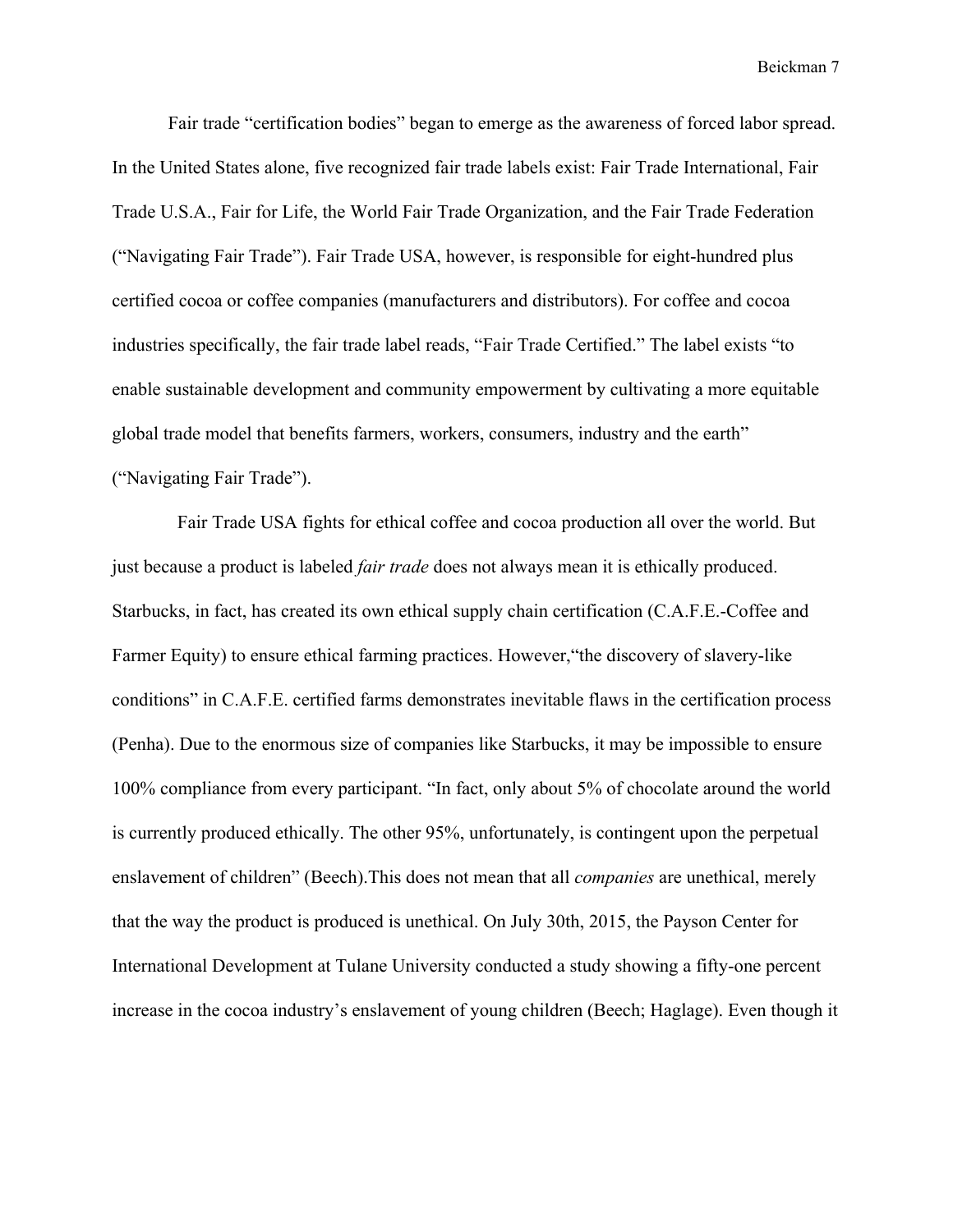Fair trade "certification bodies" began to emerge as the awareness of forced labor spread. In the United States alone, five recognized fair trade labels exist: Fair Trade International, Fair Trade U.S.A., Fair for Life, the World Fair Trade Organization, and the Fair Trade Federation ("Navigating Fair Trade"). Fair Trade USA, however, is responsible for eight-hundred plus certified cocoa or coffee companies (manufacturers and distributors). For coffee and cocoa industries specifically, the fair trade label reads, "Fair Trade Certified." The label exists "to enable sustainable development and community empowerment by cultivating a more equitable global trade model that benefits farmers, workers, consumers, industry and the earth" ("Navigating Fair Trade").

Fair Trade USA fights for ethical coffee and cocoa production all over the world. But just because a product is labeled *fair trade* does not always mean it is ethically produced. Starbucks, in fact, has created its own ethical supply chain certification (C.A.F.E.-Coffee and Farmer Equity) to ensure ethical farming practices. However,"the discovery of slavery-like conditions" in C.A.F.E. certified farms demonstrates inevitable flaws in the certification process (Penha). Due to the enormous size of companies like Starbucks, it may be impossible to ensure 100% compliance from every participant. "In fact, only about 5% of chocolate around the world is currently produced ethically. The other 95%, unfortunately, is contingent upon the perpetual enslavement of children" (Beech).This does not mean that all *companies* are unethical, merely that the way the product is produced is unethical. On July 30th, 2015, the Payson Center for International Development at Tulane University conducted a study showing a fifty-one percent increase in the cocoa industry's enslavement of young children (Beech; Haglage). Even though it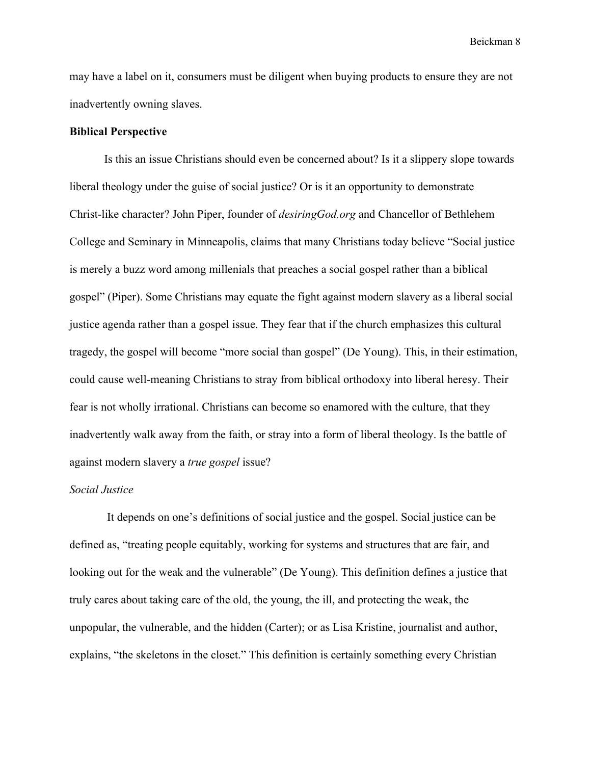may have a label on it, consumers must be diligent when buying products to ensure they are not inadvertently owning slaves.

**Biblical Perspective**

Is this an issue Christians should even be concerned about? Is it a slippery slope towards liberal theology under the guise of social justice? Or is it an opportunity to demonstrate Christ-like character? John Piper, founder of *desiringGod.org* and Chancellor of Bethlehem College and Seminary in Minneapolis, claims that many Christians today believe "Social justice is merely a buzz word among millenials that preaches a social gospel rather than a biblical gospel" (Piper). Some Christians may equate the fight against modern slavery as a liberal social justice agenda rather than a gospel issue. They fear that if the church emphasizes this cultural tragedy, the gospel will become "more social than gospel" (De Young). This, in their estimation, could cause well-meaning Christians to stray from biblical orthodoxy into liberal heresy. Their fear is not wholly irrational. Christians can become so enamored with the culture, that they inadvertently walk away from the faith, or stray into a form of liberal theology. Is the battle of against modern slavery a *true gospel* issue?

*Social Justice*

It depends on one's definitions of social justice and the gospel. Social justice can be defined as, "treating people equitably, working for systems and structures that are fair, and looking out for the weak and the vulnerable" (De Young). This definition defines a justice that truly cares about taking care of the old, the young, the ill, and protecting the weak, the unpopular, the vulnerable, and the hidden (Carter); or as Lisa Kristine, journalist and author, explains, "the skeletons in the closet." This definition is certainly something every Christian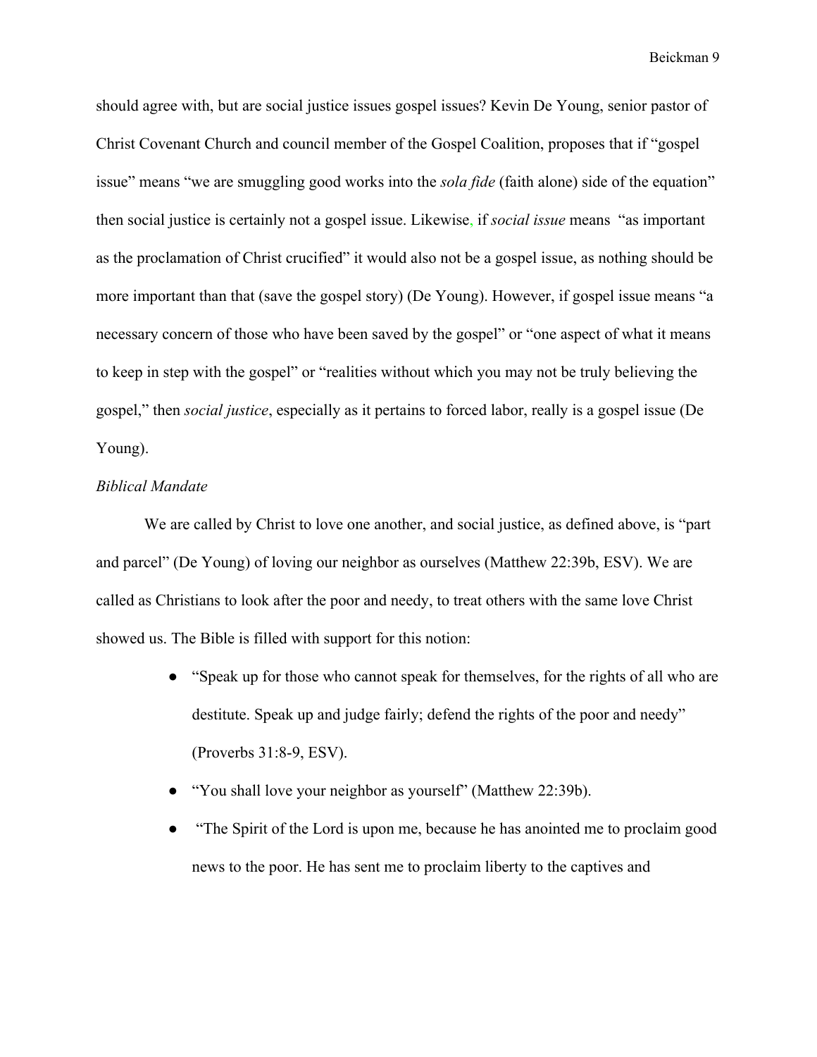should agree with, but are social justice issues gospel issues? Kevin De Young, senior pastor of Christ Covenant Church and council member of the Gospel Coalition, proposes that if "gospel issue" means "we are smuggling good works into the *sola fide* (faith alone) side of the equation" then social justice is certainly not a gospel issue. Likewise, if *social issue* means "as important as the proclamation of Christ crucified" it would also not be a gospel issue, as nothing should be more important than that (save the gospel story) (De Young). However, if gospel issue means "a necessary concern of those who have been saved by the gospel" or "one aspect of what it means to keep in step with the gospel" or "realities without which you may not be truly believing the gospel," then *social justice*, especially as it pertains to forced labor, really is a gospel issue (De Young).

*Biblical Mandate*

We are called by Christ to love one another, and social justice, as defined above, is "part and parcel" (De Young) of loving our neighbor as ourselves (Matthew 22:39b, ESV). We are called as Christians to look after the poor and needy, to treat others with the same love Christ showed us. The Bible is filled with support for this notion:

- "Speak up for those who cannot speak for themselves, for the rights of all who are destitute. Speak up and judge fairly; defend the rights of the poor and needy" (Proverbs 31:8-9, ESV).
- "You shall love your neighbor as yourself" (Matthew 22:39b).
- "The Spirit of the Lord is upon me, because he has anointed me to proclaim good news to the poor. He has sent me to proclaim liberty to the captives and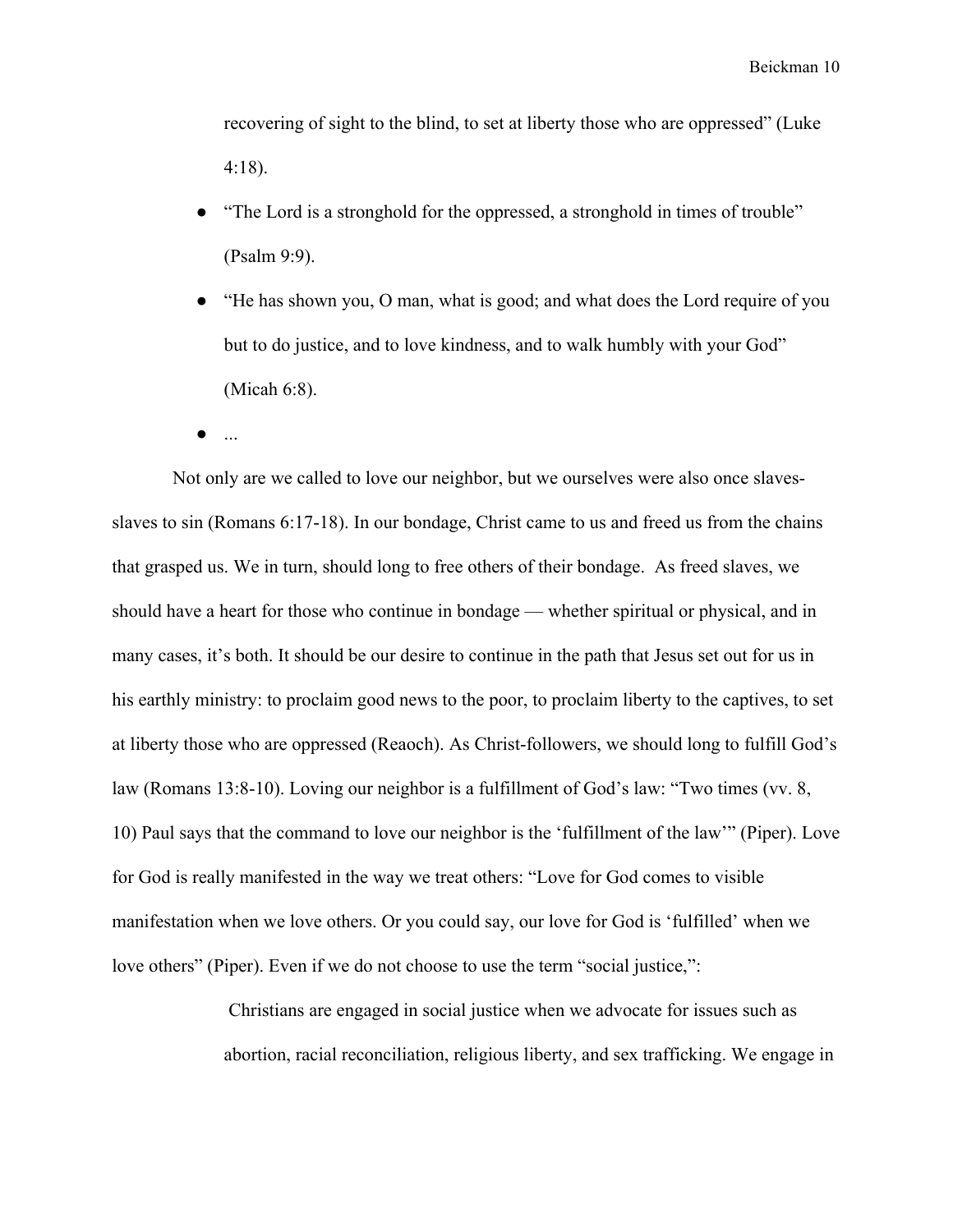recovering of sight to the blind, to set at liberty those who are oppressed" (Luke 4:18).

- "The Lord is a stronghold for the oppressed, a stronghold in times of trouble" (Psalm 9:9).
- "He has shown you, O man, what is good; and what does the Lord require of you but to do justice, and to love kindness, and to walk humbly with your God" (Micah 6:8).
- ...

Not only are we called to love our neighbor, but we ourselves were also once slaves- slaves to sin (Romans 6:17-18). In our bondage, Christ came to us and freed us from the chains that grasped us. We in turn, should long to free others of their bondage. As freed slaves, we should have a heart for those who continue in bondage — whether spiritual or physical, and in many cases, it's both. It should be our desire to continue in the path that Jesus set out for us in his earthly ministry: to proclaim good news to the poor, to proclaim liberty to the captives, to set at liberty those who are oppressed (Reaoch). As Christ-followers, we should long to fulfill God's law (Romans 13:8-10). Loving our neighbor is a fulfillment of God's law: "Two times (vv. 8, 10) Paul says that the command to love our neighbor is the 'fulfillment of the law'" (Piper). Love for God is really manifested in the way we treat others: "Love for God comes to visible manifestation when we love others. Or you could say, our love for God is 'fulfilled' when we love others" (Piper). Even if we do not choose to use the term "social justice,":

> Christians are engaged in social justice when we advocate for issues such as abortion, racial reconciliation, religious liberty, and sex trafficking. We engage in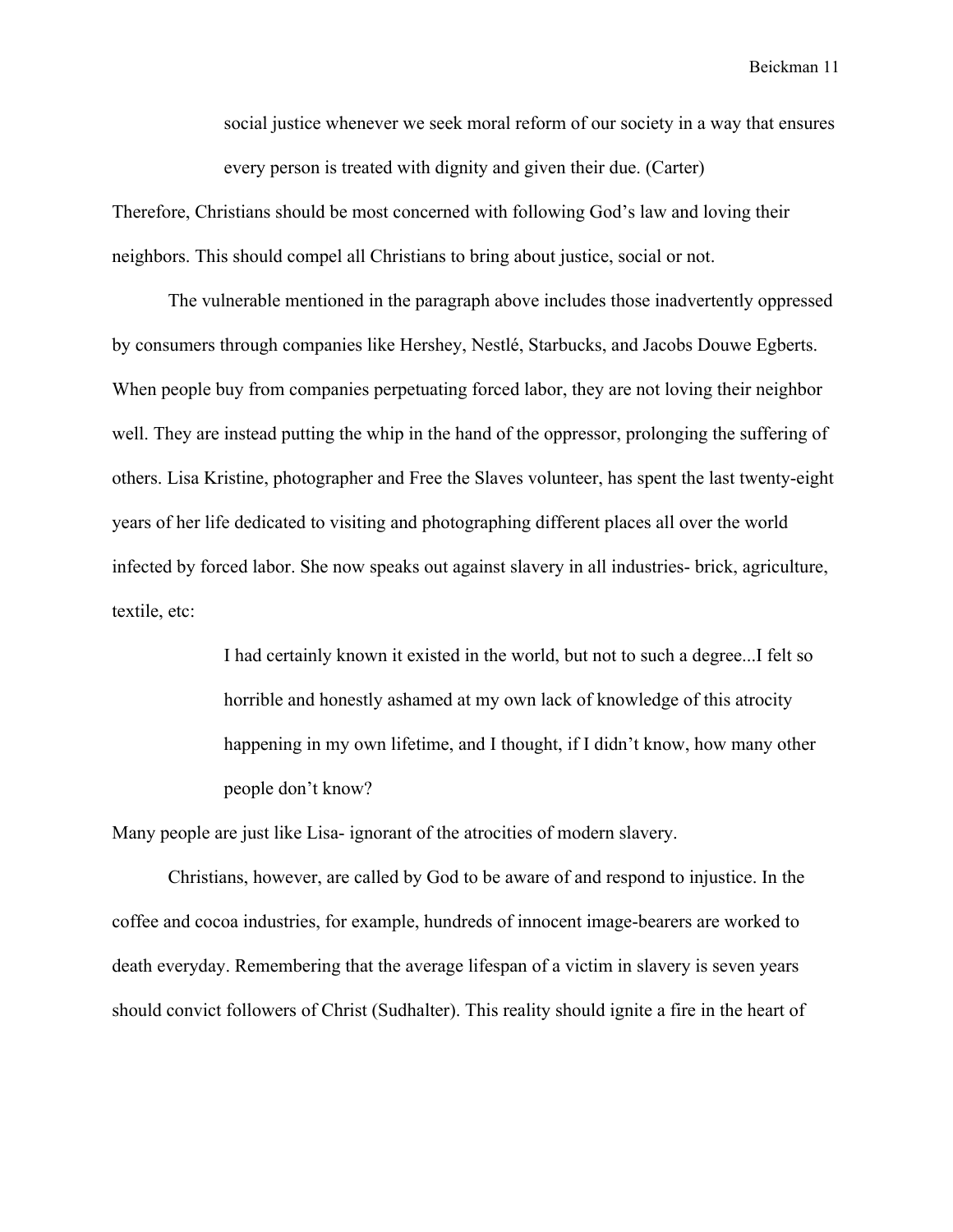> social justice whenever we seek moral reform of our society in a way that ensures every person is treated with dignity and given their due. (Carter)

Therefore, Christians should be most concerned with following God's law and loving their neighbors. This should compel all Christians to bring about justice, social or not.

The vulnerable mentioned in the paragraph above includes those inadvertently oppressed by consumers through companies like Hershey, Nestlé, Starbucks, and Jacobs Douwe Egberts. When people buy from companies perpetuating forced labor, they are not loving their neighbor well. They are instead putting the whip in the hand of the oppressor, prolonging the suffering of others. Lisa Kristine, photographer and Free the Slaves volunteer, has spent the last twenty-eight years of her life dedicated to visiting and photographing different places all over the world infected by forced labor. She now speaks out against slavery in all industries- brick, agriculture, textile, etc:

> I had certainly known it existed in the world, but not to such a degree...I felt so horrible and honestly ashamed at my own lack of knowledge of this atrocity happening in my own lifetime, and I thought, if I didn't know, how many other people don't know?

Many people are just like Lisa- ignorant of the atrocities of modern slavery.

Christians, however, are called by God to be aware of and respond to injustice. In the coffee and cocoa industries, for example, hundreds of innocent image-bearers are worked to death everyday. Remembering that the average lifespan of a victim in slavery is seven years should convict followers of Christ (Sudhalter). This reality should ignite a fire in the heart of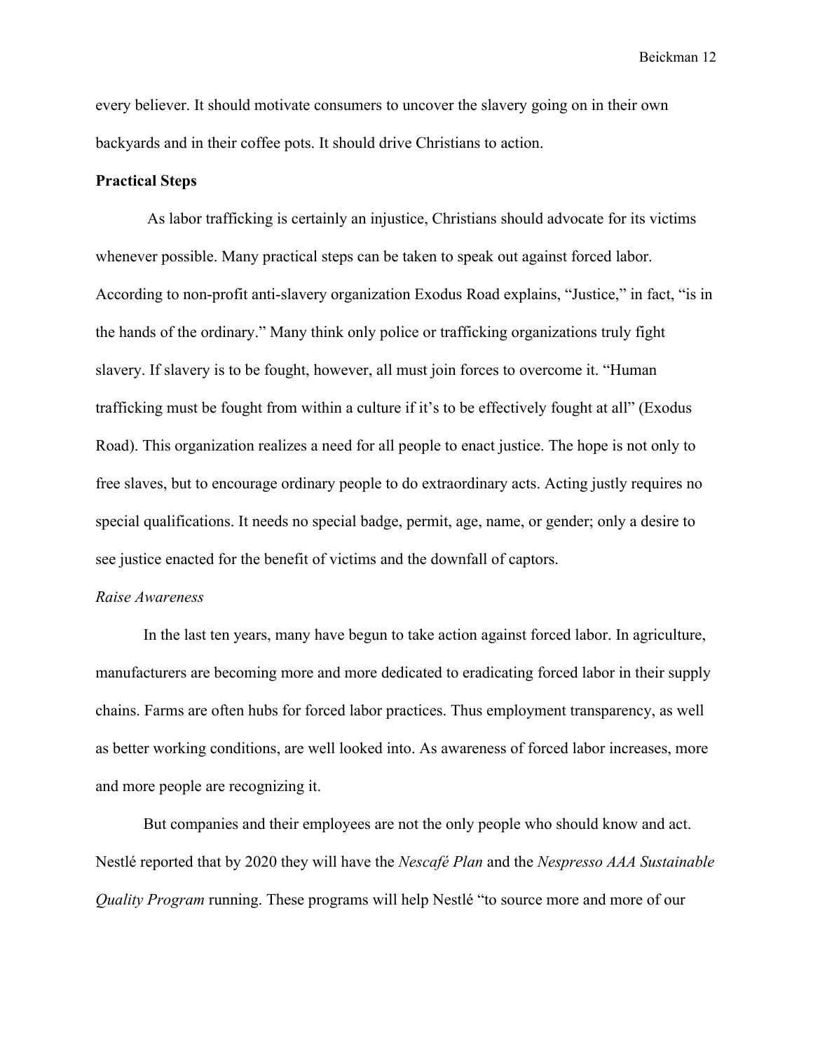every believer. It should motivate consumers to uncover the slavery going on in their own backyards and in their coffee pots. It should drive Christians to action.

**Practical Steps**

As labor trafficking is certainly an injustice, Christians should advocate for its victims whenever possible. Many practical steps can be taken to speak out against forced labor. According to non-profit anti-slavery organization Exodus Road explains, "Justice," in fact, "is in the hands of the ordinary." Many think only police or trafficking organizations truly fight slavery. If slavery is to be fought, however, all must join forces to overcome it. "Human trafficking must be fought from within a culture if it's to be effectively fought at all" (Exodus Road). This organization realizes a need for all people to enact justice. The hope is not only to free slaves, but to encourage ordinary people to do extraordinary acts. Acting justly requires no special qualifications. It needs no special badge, permit, age, name, or gender; only a desire to see justice enacted for the benefit of victims and the downfall of captors.

*Raise Awareness*

In the last ten years, many have begun to take action against forced labor. In agriculture, manufacturers are becoming more and more dedicated to eradicating forced labor in their supply chains. Farms are often hubs for forced labor practices. Thus employment transparency, as well as better working conditions, are well looked into. As awareness of forced labor increases, more and more people are recognizing it.

But companies and their employees are not the only people who should know and act. Nestlé reported that by 2020 they will have the *Nescafé Plan* and the *Nespresso AAA Sustainable Quality Program* running. These programs will help Nestlé "to source more and more of our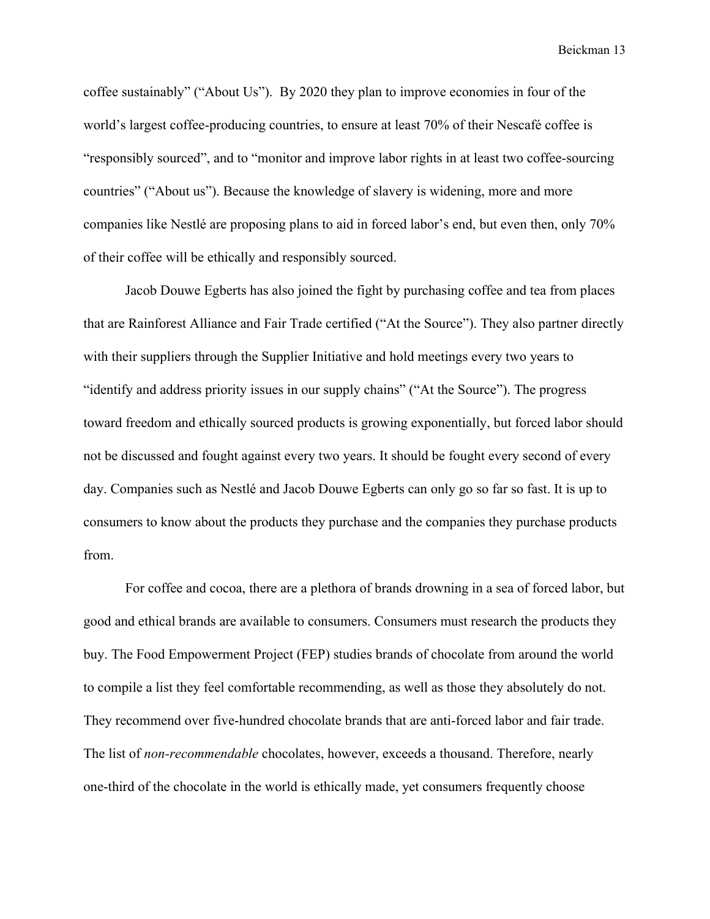coffee sustainably" ("About Us"). By 2020 they plan to improve economies in four of the world's largest coffee-producing countries, to ensure at least 70% of their Nescafé coffee is "responsibly sourced", and to "monitor and improve labor rights in at least two coffee-sourcing countries" ("About us"). Because the knowledge of slavery is widening, more and more companies like Nestlé are proposing plans to aid in forced labor's end, but even then, only 70% of their coffee will be ethically and responsibly sourced.

Jacob Douwe Egberts has also joined the fight by purchasing coffee and tea from places that are Rainforest Alliance and Fair Trade certified ("At the Source"). They also partner directly with their suppliers through the Supplier Initiative and hold meetings every two years to "identify and address priority issues in our supply chains" ("At the Source"). The progress toward freedom and ethically sourced products is growing exponentially, but forced labor should not be discussed and fought against every two years. It should be fought every second of every day. Companies such as Nestlé and Jacob Douwe Egberts can only go so far so fast. It is up to consumers to know about the products they purchase and the companies they purchase products from.

For coffee and cocoa, there are a plethora of brands drowning in a sea of forced labor, but good and ethical brands are available to consumers. Consumers must research the products they buy. The Food Empowerment Project (FEP) studies brands of chocolate from around the world to compile a list they feel comfortable recommending, as well as those they absolutely do not. They recommend over five-hundred chocolate brands that are anti-forced labor and fair trade. The list of *non-recommendable* chocolates, however, exceeds a thousand. Therefore, nearly one-third of the chocolate in the world is ethically made, yet consumers frequently choose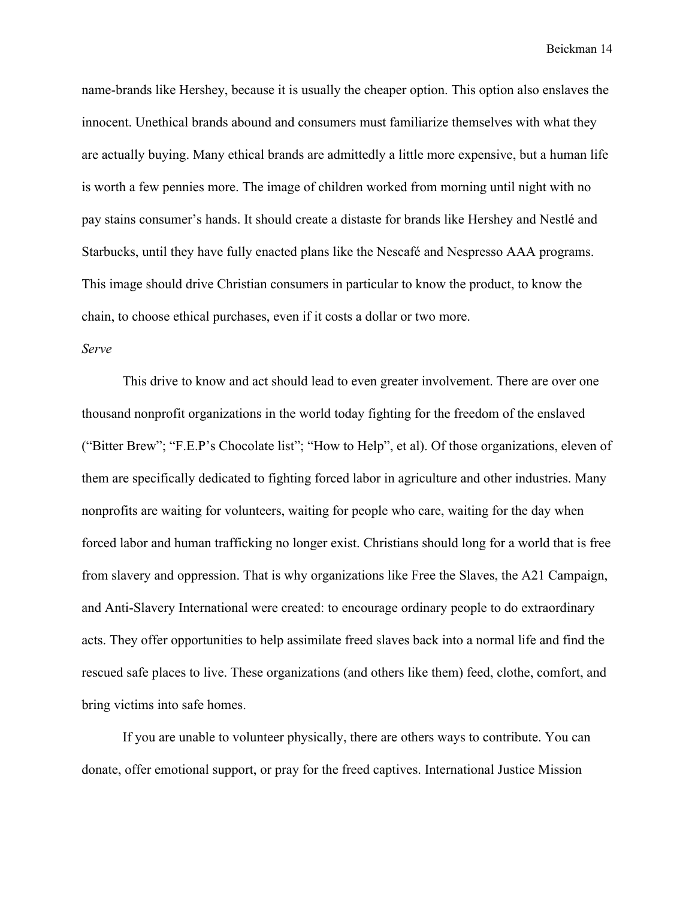name-brands like Hershey, because it is usually the cheaper option. This option also enslaves the innocent. Unethical brands abound and consumers must familiarize themselves with what they are actually buying. Many ethical brands are admittedly a little more expensive, but a human life is worth a few pennies more. The image of children worked from morning until night with no pay stains consumer's hands. It should create a distaste for brands like Hershey and Nestlé and Starbucks, until they have fully enacted plans like the Nescafé and Nespresso AAA programs. This image should drive Christian consumers in particular to know the product, to know the chain, to choose ethical purchases, even if it costs a dollar or two more.

*Serve*

This drive to know and act should lead to even greater involvement. There are over one thousand nonprofit organizations in the world today fighting for the freedom of the enslaved ("Bitter Brew"; "F.E.P's Chocolate list"; "How to Help", et al). Of those organizations, eleven of them are specifically dedicated to fighting forced labor in agriculture and other industries. Many nonprofits are waiting for volunteers, waiting for people who care, waiting for the day when forced labor and human trafficking no longer exist. Christians should long for a world that is free from slavery and oppression. That is why organizations like Free the Slaves, the A21 Campaign, and Anti-Slavery International were created: to encourage ordinary people to do extraordinary acts. They offer opportunities to help assimilate freed slaves back into a normal life and find the rescued safe places to live. These organizations (and others like them) feed, clothe, comfort, and bring victims into safe homes.

If you are unable to volunteer physically, there are others ways to contribute. You can donate, offer emotional support, or pray for the freed captives. International Justice Mission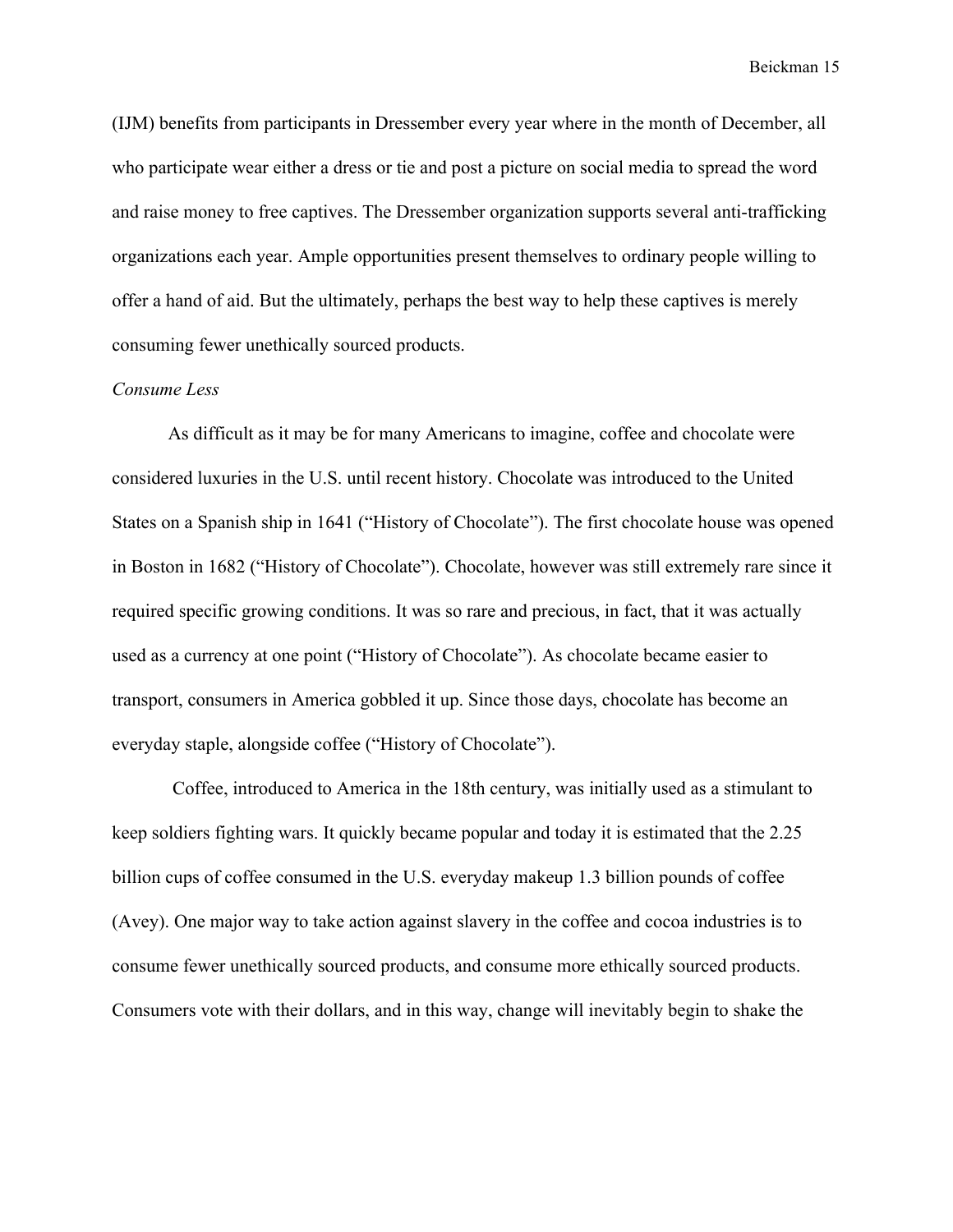(IJM) benefits from participants in Dressember every year where in the month of December, all who participate wear either a dress or tie and post a picture on social media to spread the word and raise money to free captives. The Dressember organization supports several anti-trafficking organizations each year. Ample opportunities present themselves to ordinary people willing to offer a hand of aid. But the ultimately, perhaps the best way to help these captives is merely consuming fewer unethically sourced products.

*Consume Less*

As difficult as it may be for many Americans to imagine, coffee and chocolate were considered luxuries in the U.S. until recent history. Chocolate was introduced to the United States on a Spanish ship in 1641 ("History of Chocolate"). The first chocolate house was opened in Boston in 1682 ("History of Chocolate"). Chocolate, however was still extremely rare since it required specific growing conditions. It was so rare and precious, in fact, that it was actually used as a currency at one point ("History of Chocolate"). As chocolate became easier to transport, consumers in America gobbled it up. Since those days, chocolate has become an everyday staple, alongside coffee ("History of Chocolate").

Coffee, introduced to America in the 18th century, was initially used as a stimulant to keep soldiers fighting wars. It quickly became popular and today it is estimated that the 2.25 billion cups of coffee consumed in the U.S. everyday makeup 1.3 billion pounds of coffee (Avey). One major way to take action against slavery in the coffee and cocoa industries is to consume fewer unethically sourced products, and consume more ethically sourced products. Consumers vote with their dollars, and in this way, change will inevitably begin to shake the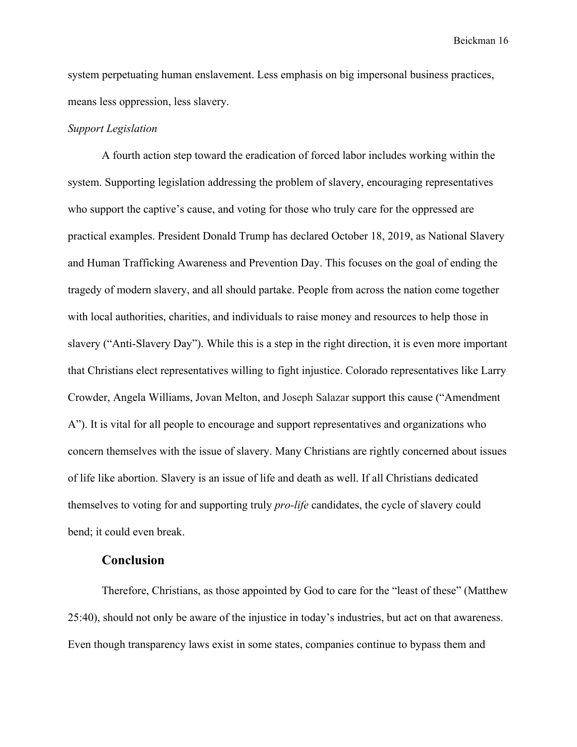system perpetuating human enslavement. Less emphasis on big impersonal business practices, means less oppression, less slavery.

*Support Legislation*

A fourth action step toward the eradication of forced labor includes working within the system. Supporting legislation addressing the problem of slavery, encouraging representatives who support the captive's cause, and voting for those who truly care for the oppressed are practical examples. President Donald Trump has declared October 18, 2019, as National Slavery and Human Trafficking Awareness and Prevention Day. This focuses on the goal of ending the tragedy of modern slavery, and all should partake. People from across the nation come together with local authorities, charities, and individuals to raise money and resources to help those in slavery ("Anti-Slavery Day"). While this is a step in the right direction, it is even more important that Christians elect representatives willing to fight injustice. Colorado representatives like Larry Crowder, Angela Williams, Jovan Melton, and Joseph Salazar support this cause ("Amendment A"). It is vital for all people to encourage and support representatives and organizations who concern themselves with the issue of slavery. Many Christians are rightly concerned about issues of life like abortion. Slavery is an issue of life and death as well. If all Christians dedicated themselves to voting for and supporting truly *pro-life* candidates, the cycle of slavery could bend; it could even break.

## Conclusion

Therefore, Christians, as those appointed by God to care for the "least of these" (Matthew 25:40), should not only be aware of the injustice in today's industries, but act on that awareness. Even though transparency laws exist in some states, companies continue to bypass them and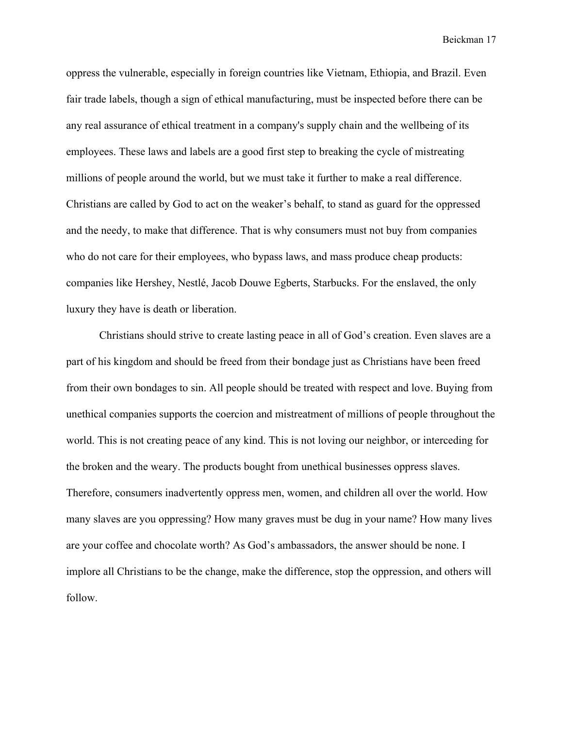oppress the vulnerable, especially in foreign countries like Vietnam, Ethiopia, and Brazil. Even fair trade labels, though a sign of ethical manufacturing, must be inspected before there can be any real assurance of ethical treatment in a company's supply chain and the wellbeing of its employees. These laws and labels are a good first step to breaking the cycle of mistreating millions of people around the world, but we must take it further to make a real difference. Christians are called by God to act on the weaker's behalf, to stand as guard for the oppressed and the needy, to make that difference. That is why consumers must not buy from companies who do not care for their employees, who bypass laws, and mass produce cheap products: companies like Hershey, Nestlé, Jacob Douwe Egberts, Starbucks. For the enslaved, the only luxury they have is death or liberation.

Christians should strive to create lasting peace in all of God's creation. Even slaves are a part of his kingdom and should be freed from their bondage just as Christians have been freed from their own bondages to sin. All people should be treated with respect and love. Buying from unethical companies supports the coercion and mistreatment of millions of people throughout the world. This is not creating peace of any kind. This is not loving our neighbor, or interceding for the broken and the weary. The products bought from unethical businesses oppress slaves. Therefore, consumers inadvertently oppress men, women, and children all over the world. How many slaves are you oppressing? How many graves must be dug in your name? How many lives are your coffee and chocolate worth? As God's ambassadors, the answer should be none. I implore all Christians to be the change, make the difference, stop the oppression, and others will follow.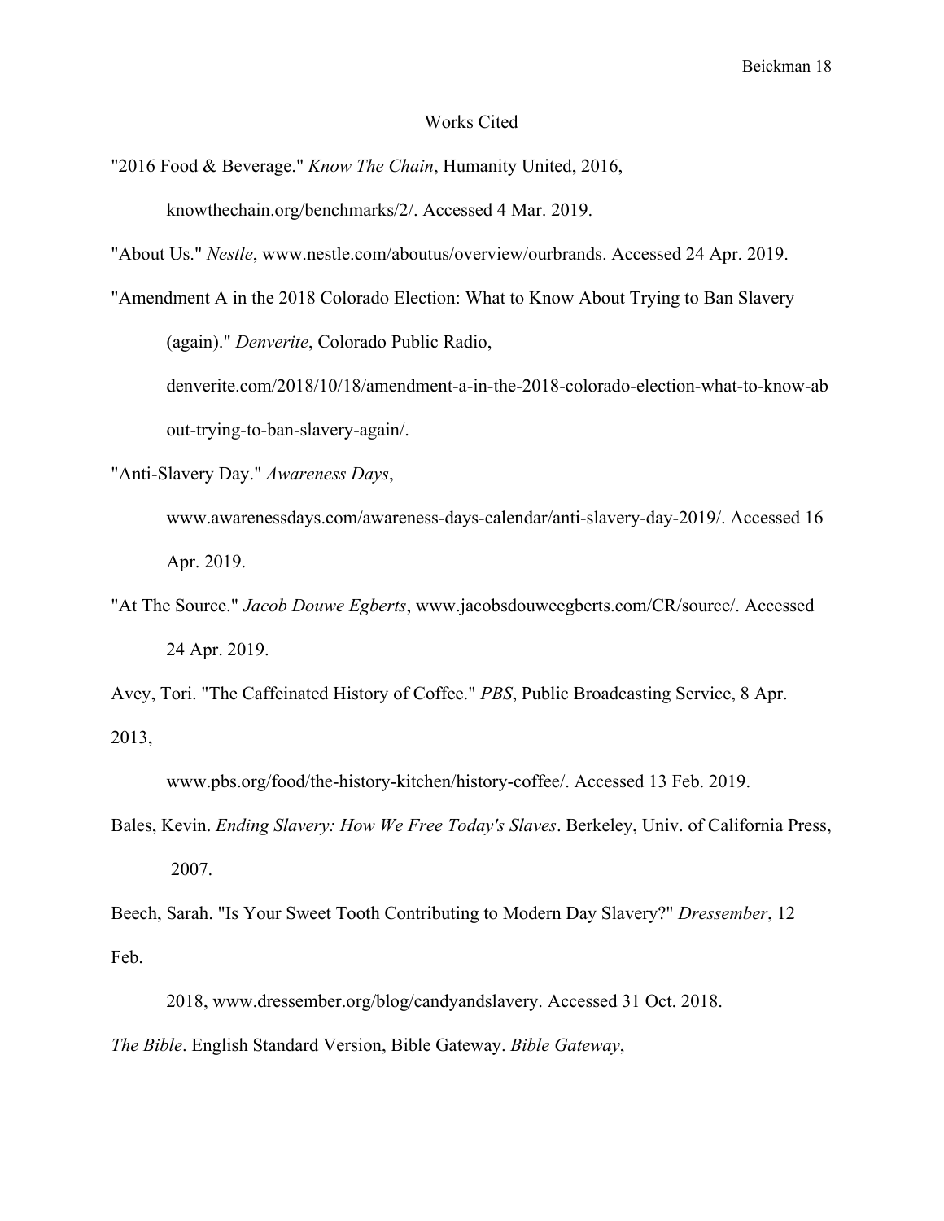# Works Cited

"2016 Food & Beverage." *Know The Chain*, Humanity United, 2016, knowthechain.org/benchmarks/2/. Accessed 4 Mar. 2019.

"About Us." *Nestle*, www.nestle.com/aboutus/overview/ourbrands. Accessed 24 Apr. 2019.

"Amendment A in the 2018 Colorado Election: What to Know About Trying to Ban Slavery (again)." *Denverite*, Colorado Public Radio, denverite.com/2018/10/18/amendment-a-in-the-2018-colorado-election-what-to-know-about-trying-to-ban-slavery-again/.

"Anti-Slavery Day." *Awareness Days*, www.awarenessdays.com/awareness-days-calendar/anti-slavery-day-2019/. Accessed 16 Apr. 2019.

"At The Source." *Jacob Douwe Egberts*, www.jacobsdouweegberts.com/CR/source/. Accessed 24 Apr. 2019.

Avey, Tori. "The Caffeinated History of Coffee." *PBS*, Public Broadcasting Service, 8 Apr. 2013, www.pbs.org/food/the-history-kitchen/history-coffee/. Accessed 13 Feb. 2019.

Bales, Kevin. *Ending Slavery: How We Free Today's Slaves*. Berkeley, Univ. of California Press, 2007.

Beech, Sarah. "Is Your Sweet Tooth Contributing to Modern Day Slavery?" *Dressember*, 12 Feb. 2018, www.dressember.org/blog/candyandslavery. Accessed 31 Oct. 2018.

*The Bible*. English Standard Version, Bible Gateway. *Bible Gateway*,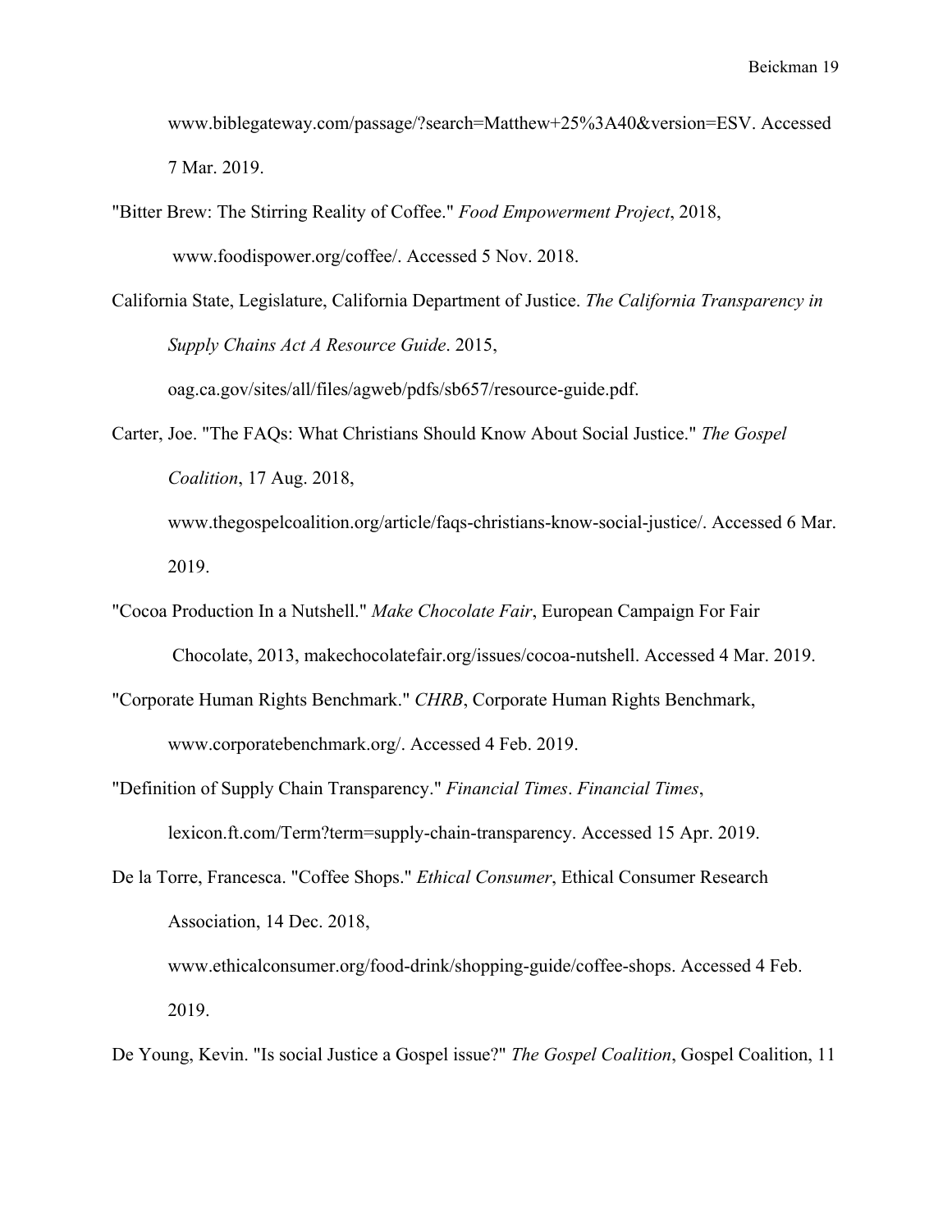www.biblegateway.com/passage/?search=Matthew+25%3A40&version=ESV. Accessed 7 Mar. 2019.

"Bitter Brew: The Stirring Reality of Coffee." *Food Empowerment Project*, 2018, www.foodispower.org/coffee/. Accessed 5 Nov. 2018.

California State, Legislature, California Department of Justice. *The California Transparency in Supply Chains Act A Resource Guide*. 2015, oag.ca.gov/sites/all/files/agweb/pdfs/sb657/resource-guide.pdf.

Carter, Joe. "The FAQs: What Christians Should Know About Social Justice." *The Gospel Coalition*, 17 Aug. 2018, www.thegospelcoalition.org/article/faqs-christians-know-social-justice/. Accessed 6 Mar. 2019.

"Cocoa Production In a Nutshell." *Make Chocolate Fair*, European Campaign For Fair Chocolate, 2013, makechocolatefair.org/issues/cocoa-nutshell. Accessed 4 Mar. 2019.

"Corporate Human Rights Benchmark." *CHRB*, Corporate Human Rights Benchmark, www.corporatebenchmark.org/. Accessed 4 Feb. 2019.

"Definition of Supply Chain Transparency." *Financial Times*. *Financial Times*, lexicon.ft.com/Term?term=supply-chain-transparency. Accessed 15 Apr. 2019.

De la Torre, Francesca. "Coffee Shops." *Ethical Consumer*, Ethical Consumer Research Association, 14 Dec. 2018, www.ethicalconsumer.org/food-drink/shopping-guide/coffee-shops. Accessed 4 Feb. 2019.

De Young, Kevin. "Is social Justice a Gospel issue?" *The Gospel Coalition*, Gospel Coalition, 11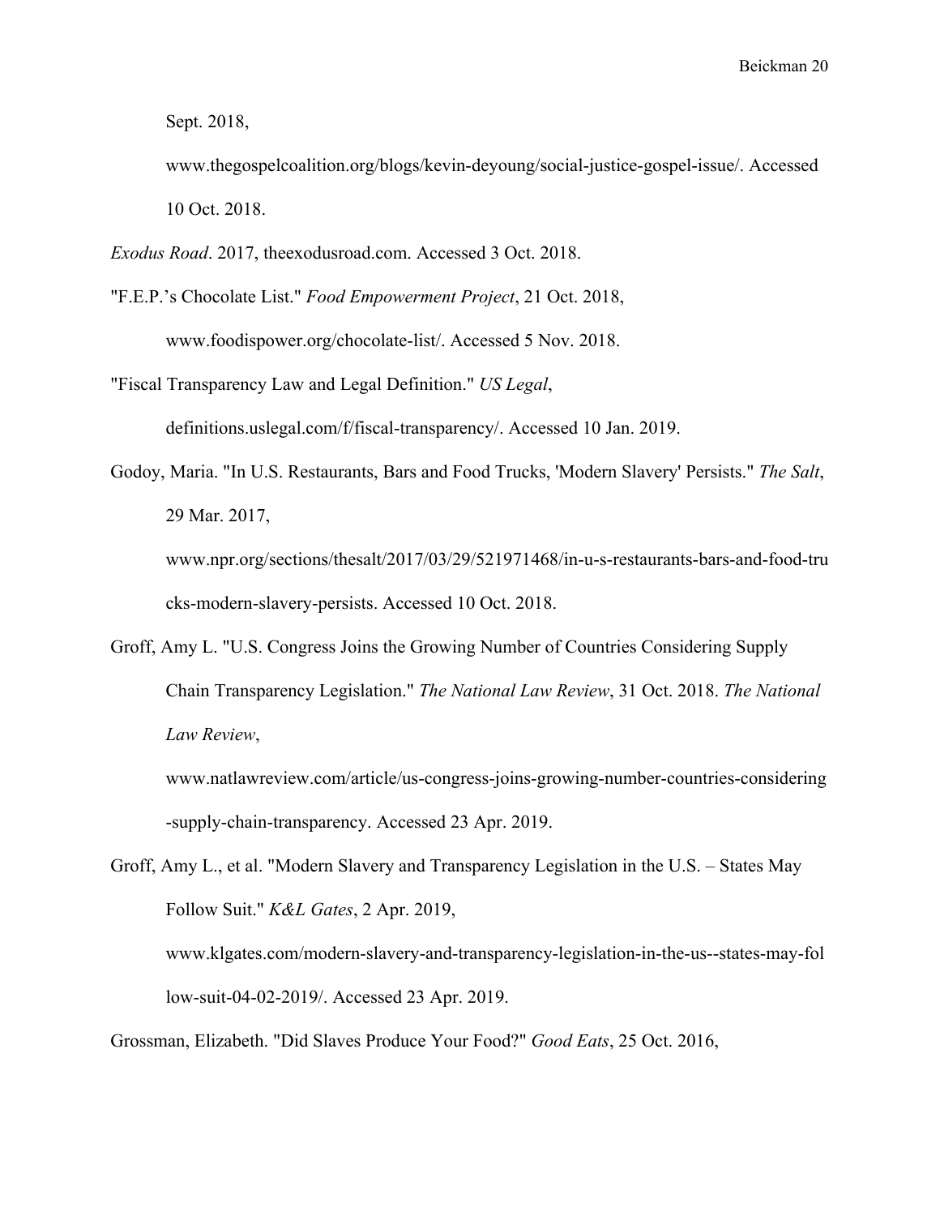Sept. 2018, www.thegospelcoalition.org/blogs/kevin-deyoung/social-justice-gospel-issue/. Accessed 10 Oct. 2018.

*Exodus Road*. 2017, theexodusroad.com. Accessed 3 Oct. 2018.

"F.E.P.'s Chocolate List." *Food Empowerment Project*, 21 Oct. 2018, www.foodispower.org/chocolate-list/. Accessed 5 Nov. 2018.

"Fiscal Transparency Law and Legal Definition." *US Legal*, definitions.uslegal.com/f/fiscal-transparency/. Accessed 10 Jan. 2019.

Godoy, Maria. "In U.S. Restaurants, Bars and Food Trucks, 'Modern Slavery' Persists." *The Salt*, 29 Mar. 2017, www.npr.org/sections/thesalt/2017/03/29/521971468/in-u-s-restaurants-bars-and-food-trucks-modern-slavery-persists. Accessed 10 Oct. 2018.

Groff, Amy L. "U.S. Congress Joins the Growing Number of Countries Considering Supply Chain Transparency Legislation." *The National Law Review*, 31 Oct. 2018. *The National Law Review*, www.natlawreview.com/article/us-congress-joins-growing-number-countries-considering-supply-chain-transparency. Accessed 23 Apr. 2019.

Groff, Amy L., et al. "Modern Slavery and Transparency Legislation in the U.S. – States May Follow Suit." *K&L Gates*, 2 Apr. 2019, www.klgates.com/modern-slavery-and-transparency-legislation-in-the-us--states-may-follow-suit-04-02-2019/. Accessed 23 Apr. 2019.

Grossman, Elizabeth. "Did Slaves Produce Your Food?" *Good Eats*, 25 Oct. 2016,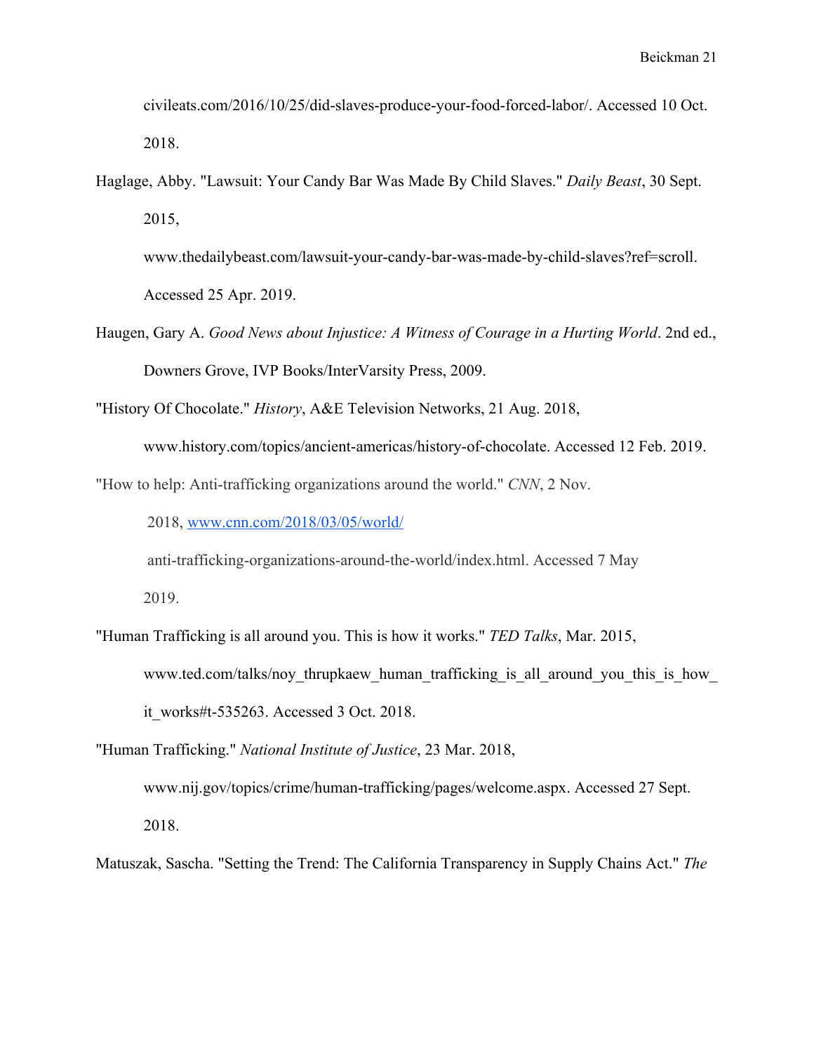civileats.com/2016/10/25/did-slaves-produce-your-food-forced-labor/. Accessed 10 Oct. 2018.

Haglage, Abby. "Lawsuit: Your Candy Bar Was Made By Child Slaves." *Daily Beast*, 30 Sept. 2015, www.thedailybeast.com/lawsuit-your-candy-bar-was-made-by-child-slaves?ref=scroll. Accessed 25 Apr. 2019.

Haugen, Gary A. *Good News about Injustice: A Witness of Courage in a Hurting World*. 2nd ed., Downers Grove, IVP Books/InterVarsity Press, 2009.

"History Of Chocolate." *History*, A&E Television Networks, 21 Aug. 2018, www.history.com/topics/ancient-americas/history-of-chocolate. Accessed 12 Feb. 2019.

"How to help: Anti-trafficking organizations around the world." *CNN*, 2 Nov. 2018, www.cnn.com/2018/03/05/world/anti-trafficking-organizations-around-the-world/index.html. Accessed 7 May 2019.

"Human Trafficking is all around you. This is how it works." *TED Talks*, Mar. 2015, www.ted.com/talks/noy_thrupkaew_human_trafficking_is_all_around_you_this_is_how_it_works#t-535263. Accessed 3 Oct. 2018.

"Human Trafficking." *National Institute of Justice*, 23 Mar. 2018, www.nij.gov/topics/crime/human-trafficking/pages/welcome.aspx. Accessed 27 Sept. 2018.

Matuszak, Sascha. "Setting the Trend: The California Transparency in Supply Chains Act." *The*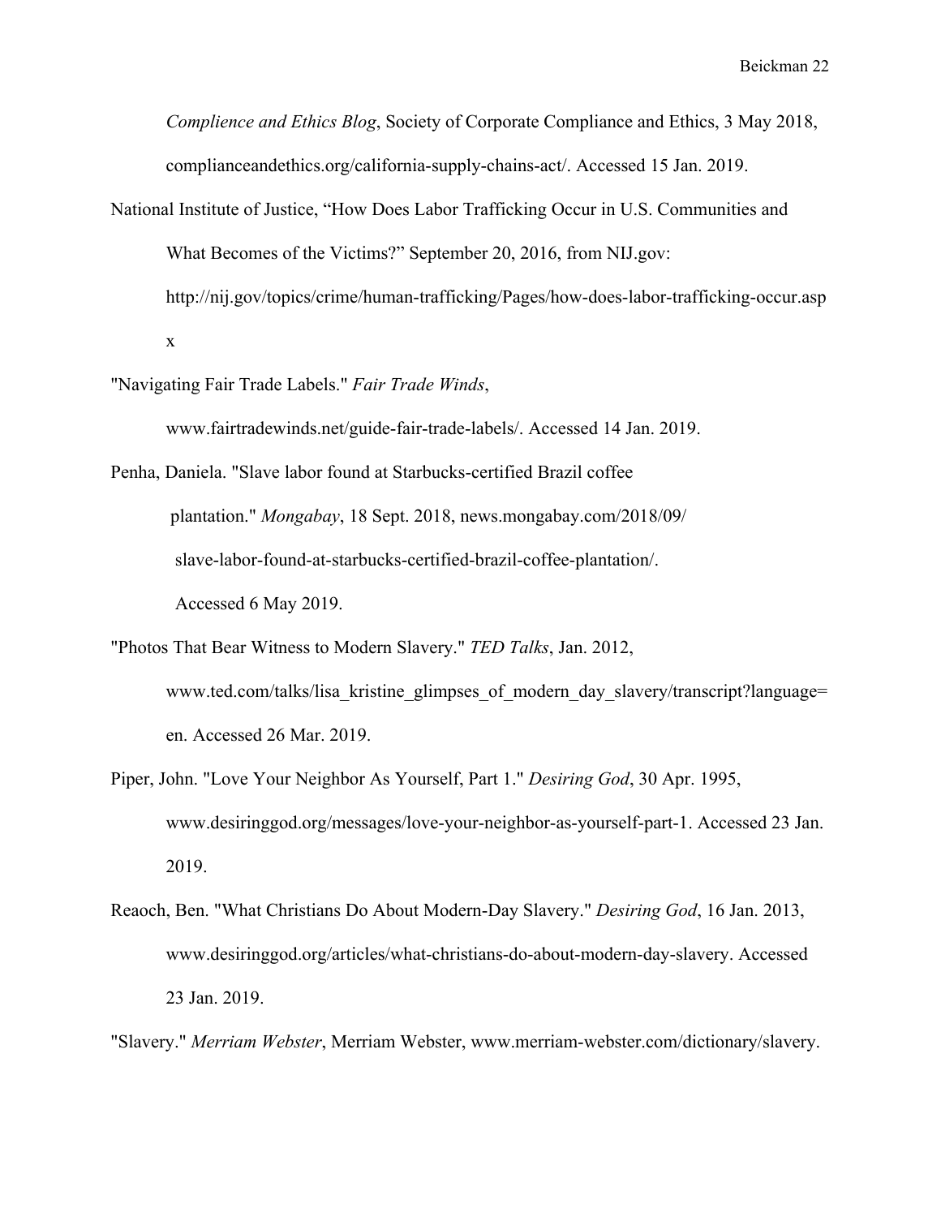*Complience and Ethics Blog*, Society of Corporate Compliance and Ethics, 3 May 2018, complianceandethics.org/california-supply-chains-act/. Accessed 15 Jan. 2019.

National Institute of Justice, "How Does Labor Trafficking Occur in U.S. Communities and What Becomes of the Victims?" September 20, 2016, from NIJ.gov: http://nij.gov/topics/crime/human-trafficking/Pages/how-does-labor-trafficking-occur.aspx

"Navigating Fair Trade Labels." *Fair Trade Winds*, www.fairtradewinds.net/guide-fair-trade-labels/. Accessed 14 Jan. 2019.

Penha, Daniela. "Slave labor found at Starbucks-certified Brazil coffee plantation." *Mongabay*, 18 Sept. 2018, news.mongabay.com/2018/09/slave-labor-found-at-starbucks-certified-brazil-coffee-plantation/. Accessed 6 May 2019.

"Photos That Bear Witness to Modern Slavery." *TED Talks*, Jan. 2012, www.ted.com/talks/lisa_kristine_glimpses_of_modern_day_slavery/transcript?language=en. Accessed 26 Mar. 2019.

Piper, John. "Love Your Neighbor As Yourself, Part 1." *Desiring God*, 30 Apr. 1995, www.desiringgod.org/messages/love-your-neighbor-as-yourself-part-1. Accessed 23 Jan. 2019.

Reaoch, Ben. "What Christians Do About Modern-Day Slavery." *Desiring God*, 16 Jan. 2013, www.desiringgod.org/articles/what-christians-do-about-modern-day-slavery. Accessed 23 Jan. 2019.

"Slavery." *Merriam Webster*, Merriam Webster, www.merriam-webster.com/dictionary/slavery.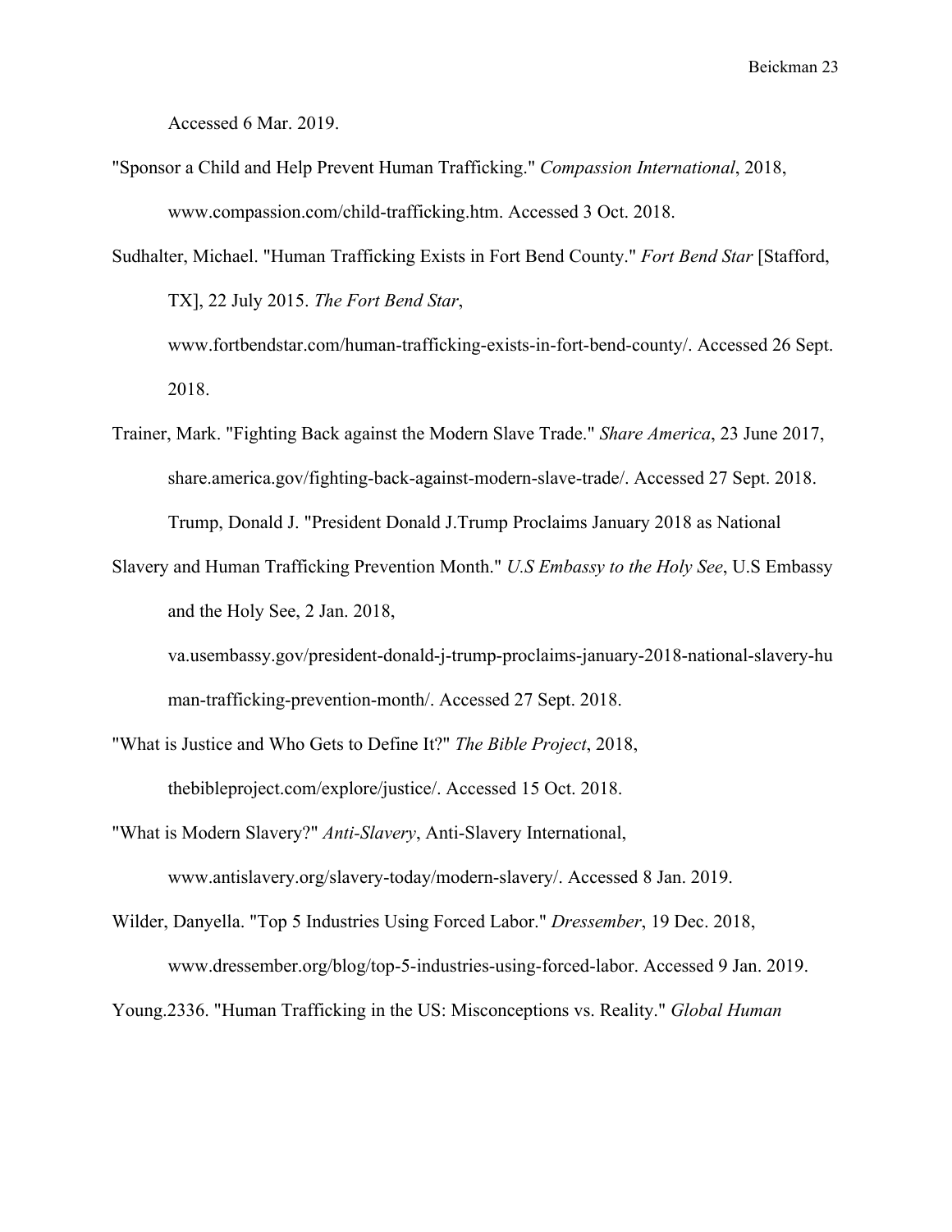Accessed 6 Mar. 2019.

"Sponsor a Child and Help Prevent Human Trafficking." *Compassion International*, 2018, www.compassion.com/child-trafficking.htm. Accessed 3 Oct. 2018.

Sudhalter, Michael. "Human Trafficking Exists in Fort Bend County." *Fort Bend Star* [Stafford, TX], 22 July 2015. *The Fort Bend Star*, www.fortbendstar.com/human-trafficking-exists-in-fort-bend-county/. Accessed 26 Sept. 2018.

Trainer, Mark. "Fighting Back against the Modern Slave Trade." *Share America*, 23 June 2017, share.america.gov/fighting-back-against-modern-slave-trade/. Accessed 27 Sept. 2018.

Trump, Donald J. "President Donald J.Trump Proclaims January 2018 as National Slavery and Human Trafficking Prevention Month." *U.S Embassy to the Holy See*, U.S Embassy and the Holy See, 2 Jan. 2018, va.usembassy.gov/president-donald-j-trump-proclaims-january-2018-national-slavery-human-trafficking-prevention-month/. Accessed 27 Sept. 2018.

"What is Justice and Who Gets to Define It?" *The Bible Project*, 2018, thebibleproject.com/explore/justice/. Accessed 15 Oct. 2018.

"What is Modern Slavery?" *Anti-Slavery*, Anti-Slavery International, www.antislavery.org/slavery-today/modern-slavery/. Accessed 8 Jan. 2019.

Wilder, Danyella. "Top 5 Industries Using Forced Labor." *Dressember*, 19 Dec. 2018, www.dressember.org/blog/top-5-industries-using-forced-labor. Accessed 9 Jan. 2019.

Young.2336. "Human Trafficking in the US: Misconceptions vs. Reality." *Global Human*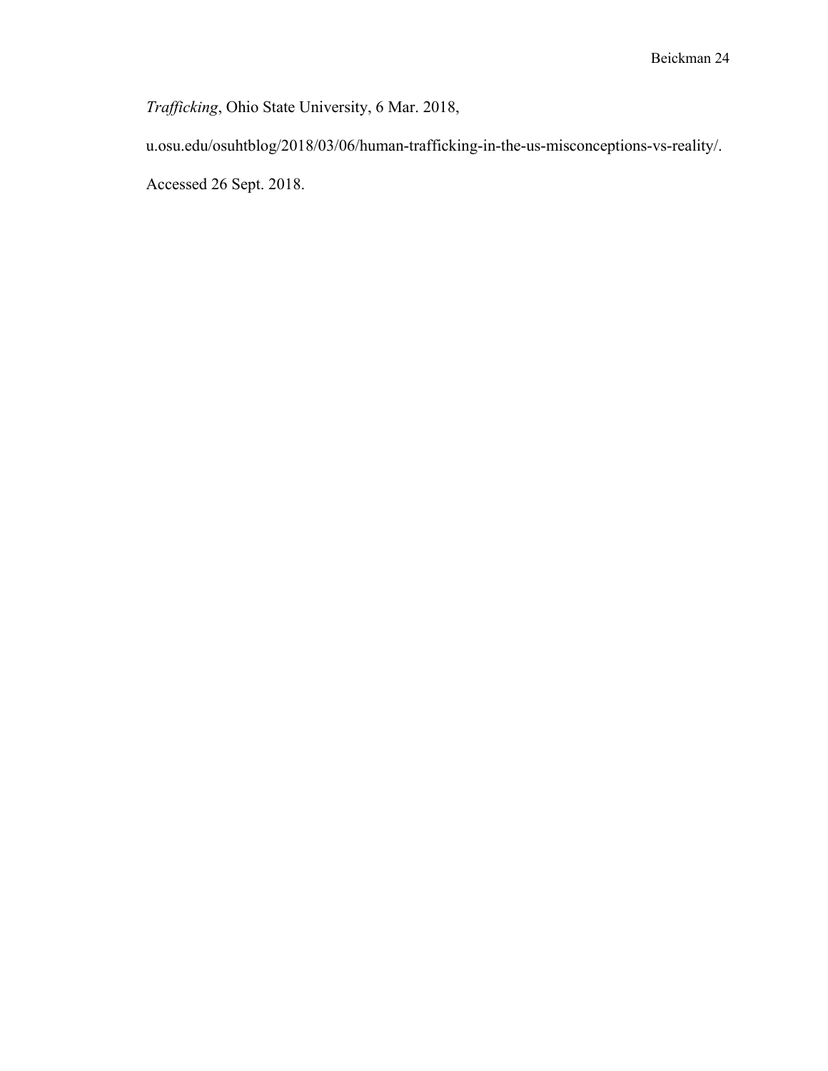*Trafficking*, Ohio State University, 6 Mar. 2018, u.osu.edu/osuhtblog/2018/03/06/human-trafficking-in-the-us-misconceptions-vs-reality/. Accessed 26 Sept. 2018.